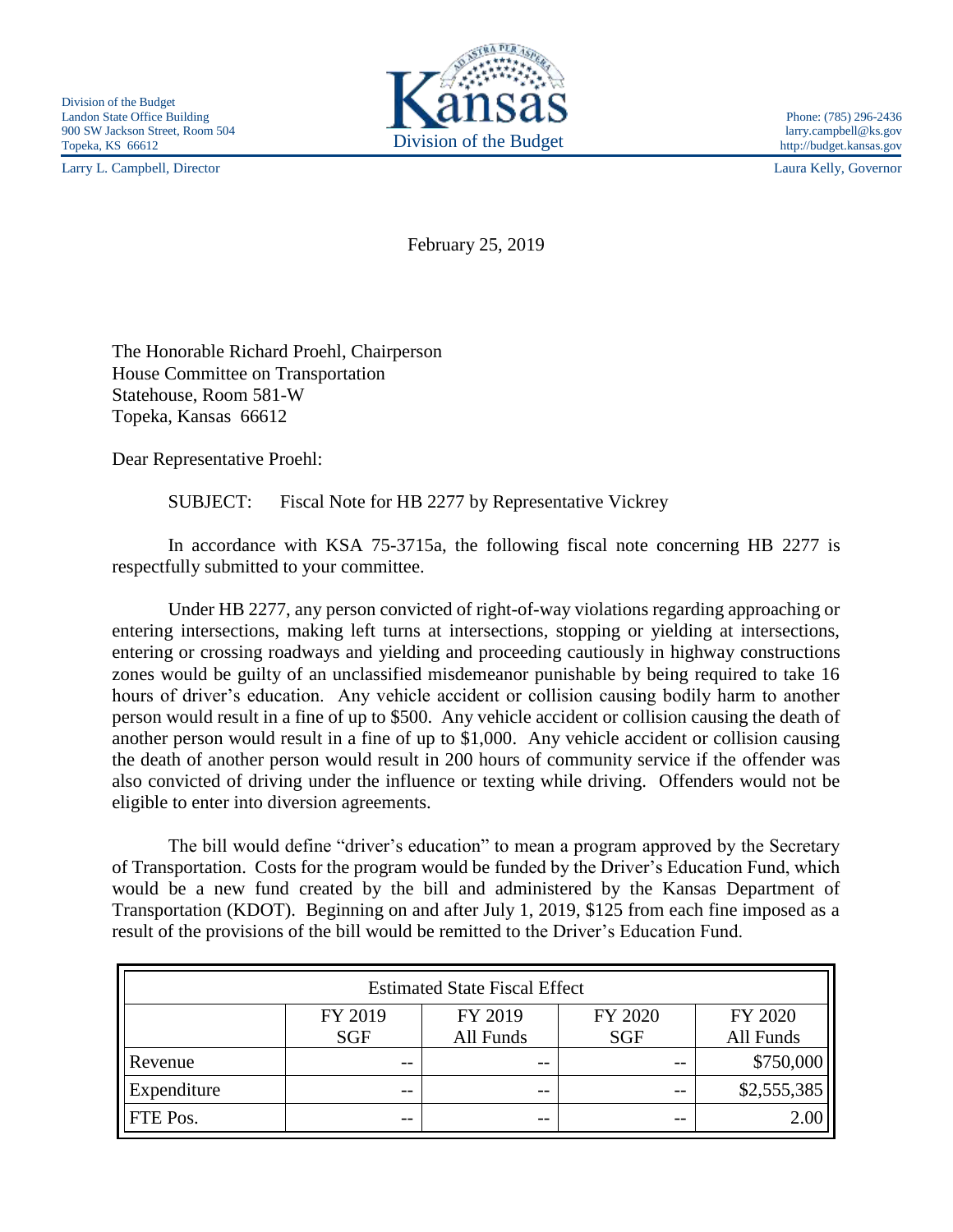Division of the Budget
Landon State Office Building
900 SW Jackson Street, Room 504
Topeka, KS 66612

Kansas
Division of the Budget

Phone: (785) 296-2436
larry.campbell@ks.gov
http://budget.kansas.gov

Larry L. Campbell, Director

Laura Kelly, Governor

February 25, 2019

The Honorable Richard Proehl, Chairperson
House Committee on Transportation
Statehouse, Room 581-W
Topeka, Kansas 66612

Dear Representative Proehl:

SUBJECT: Fiscal Note for HB 2277 by Representative Vickrey

In accordance with KSA 75-3715a, the following fiscal note concerning HB 2277 is respectfully submitted to your committee.

Under HB 2277, any person convicted of right-of-way violations regarding approaching or entering intersections, making left turns at intersections, stopping or yielding at intersections, entering or crossing roadways and yielding and proceeding cautiously in highway constructions zones would be guilty of an unclassified misdemeanor punishable by being required to take 16 hours of driver's education. Any vehicle accident or collision causing bodily harm to another person would result in a fine of up to $500. Any vehicle accident or collision causing the death of another person would result in a fine of up to $1,000. Any vehicle accident or collision causing the death of another person would result in 200 hours of community service if the offender was also convicted of driving under the influence or texting while driving. Offenders would not be eligible to enter into diversion agreements.

The bill would define "driver's education" to mean a program approved by the Secretary of Transportation. Costs for the program would be funded by the Driver's Education Fund, which would be a new fund created by the bill and administered by the Kansas Department of Transportation (KDOT). Beginning on and after July 1, 2019, $125 from each fine imposed as a result of the provisions of the bill would be remitted to the Driver's Education Fund.

| Estimated State Fiscal Effect | | | | |
|---|---|---|---|---|
| | FY 2019 SGF | FY 2019 All Funds | FY 2020 SGF | FY 2020 All Funds |
| Revenue | -- | -- | -- | $750,000 |
| Expenditure | -- | -- | -- | $2,555,385 |
| FTE Pos. | -- | -- | -- | 2.00 |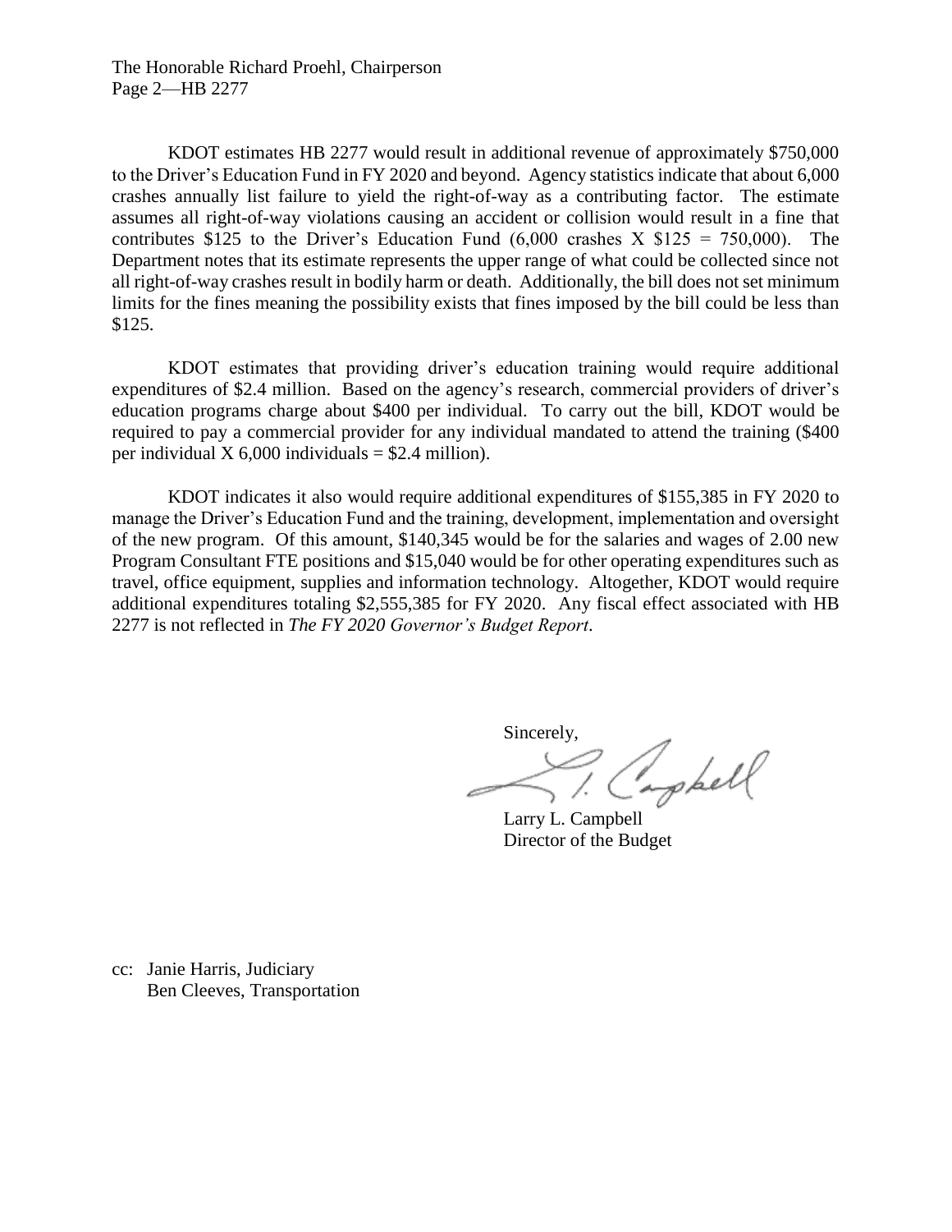KDOT estimates HB 2277 would result in additional revenue of approximately $750,000 to the Driver's Education Fund in FY 2020 and beyond. Agency statistics indicate that about 6,000 crashes annually list failure to yield the right-of-way as a contributing factor. The estimate assumes all right-of-way violations causing an accident or collision would result in a fine that contributes $125 to the Driver's Education Fund (6,000 crashes X $125 = 750,000). The Department notes that its estimate represents the upper range of what could be collected since not all right-of-way crashes result in bodily harm or death. Additionally, the bill does not set minimum limits for the fines meaning the possibility exists that fines imposed by the bill could be less than $125.

KDOT estimates that providing driver's education training would require additional expenditures of $2.4 million. Based on the agency's research, commercial providers of driver's education programs charge about $400 per individual. To carry out the bill, KDOT would be required to pay a commercial provider for any individual mandated to attend the training ($400 per individual X 6,000 individuals = $2.4 million).

KDOT indicates it also would require additional expenditures of $155,385 in FY 2020 to manage the Driver's Education Fund and the training, development, implementation and oversight of the new program. Of this amount, $140,345 would be for the salaries and wages of 2.00 new Program Consultant FTE positions and $15,040 would be for other operating expenditures such as travel, office equipment, supplies and information technology. Altogether, KDOT would require additional expenditures totaling $2,555,385 for FY 2020. Any fiscal effect associated with HB 2277 is not reflected in *The FY 2020 Governor's Budget Report*.

Sincerely,

Larry L. Campbell
Director of the Budget

cc: Janie Harris, Judiciary
Ben Cleeves, Transportation